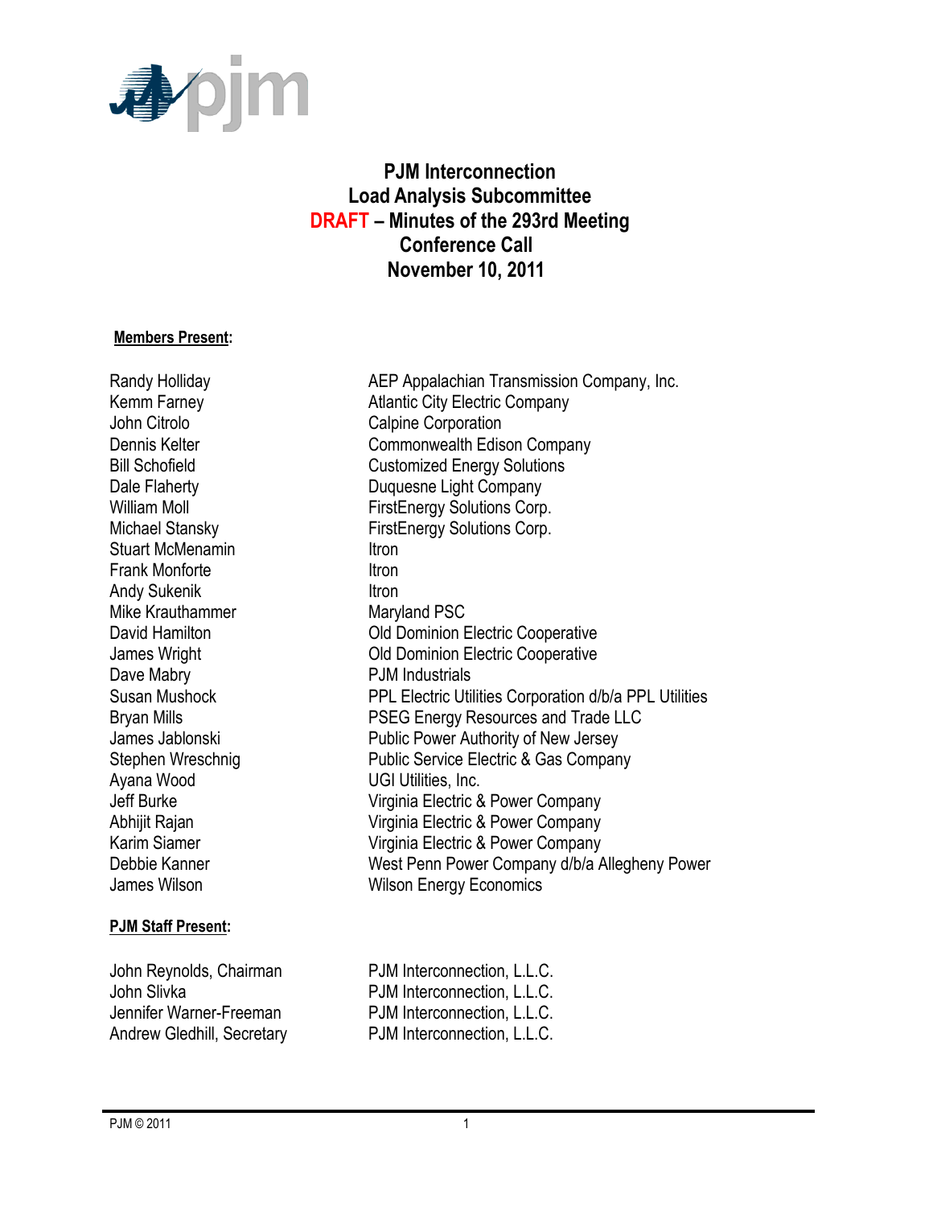# PJM Interconnection
# Load Analysis Subcommittee
# DRAFT – Minutes of the 293rd Meeting
# Conference Call
# November 10, 2011

**Members Present:**

| | |
|---|---|
| Randy Holliday | AEP Appalachian Transmission Company, Inc. |
| Kemm Farney | Atlantic City Electric Company |
| John Citrolo | Calpine Corporation |
| Dennis Kelter | Commonwealth Edison Company |
| Bill Schofield | Customized Energy Solutions |
| Dale Flaherty | Duquesne Light Company |
| William Moll | FirstEnergy Solutions Corp. |
| Michael Stansky | FirstEnergy Solutions Corp. |
| Stuart McMenamin | Itron |
| Frank Monforte | Itron |
| Andy Sukenik | Itron |
| Mike Krauthammer | Maryland PSC |
| David Hamilton | Old Dominion Electric Cooperative |
| James Wright | Old Dominion Electric Cooperative |
| Dave Mabry | PJM Industrials |
| Susan Mushock | PPL Electric Utilities Corporation d/b/a PPL Utilities |
| Bryan Mills | PSEG Energy Resources and Trade LLC |
| James Jablonski | Public Power Authority of New Jersey |
| Stephen Wreschnig | Public Service Electric & Gas Company |
| Ayana Wood | UGI Utilities, Inc. |
| Jeff Burke | Virginia Electric & Power Company |
| Abhijit Rajan | Virginia Electric & Power Company |
| Karim Siamer | Virginia Electric & Power Company |
| Debbie Kanner | West Penn Power Company d/b/a Allegheny Power |
| James Wilson | Wilson Energy Economics |

**PJM Staff Present:**

| | |
|---|---|
| John Reynolds, Chairman | PJM Interconnection, L.L.C. |
| John Slivka | PJM Interconnection, L.L.C. |
| Jennifer Warner-Freeman | PJM Interconnection, L.L.C. |
| Andrew Gledhill, Secretary | PJM Interconnection, L.L.C. |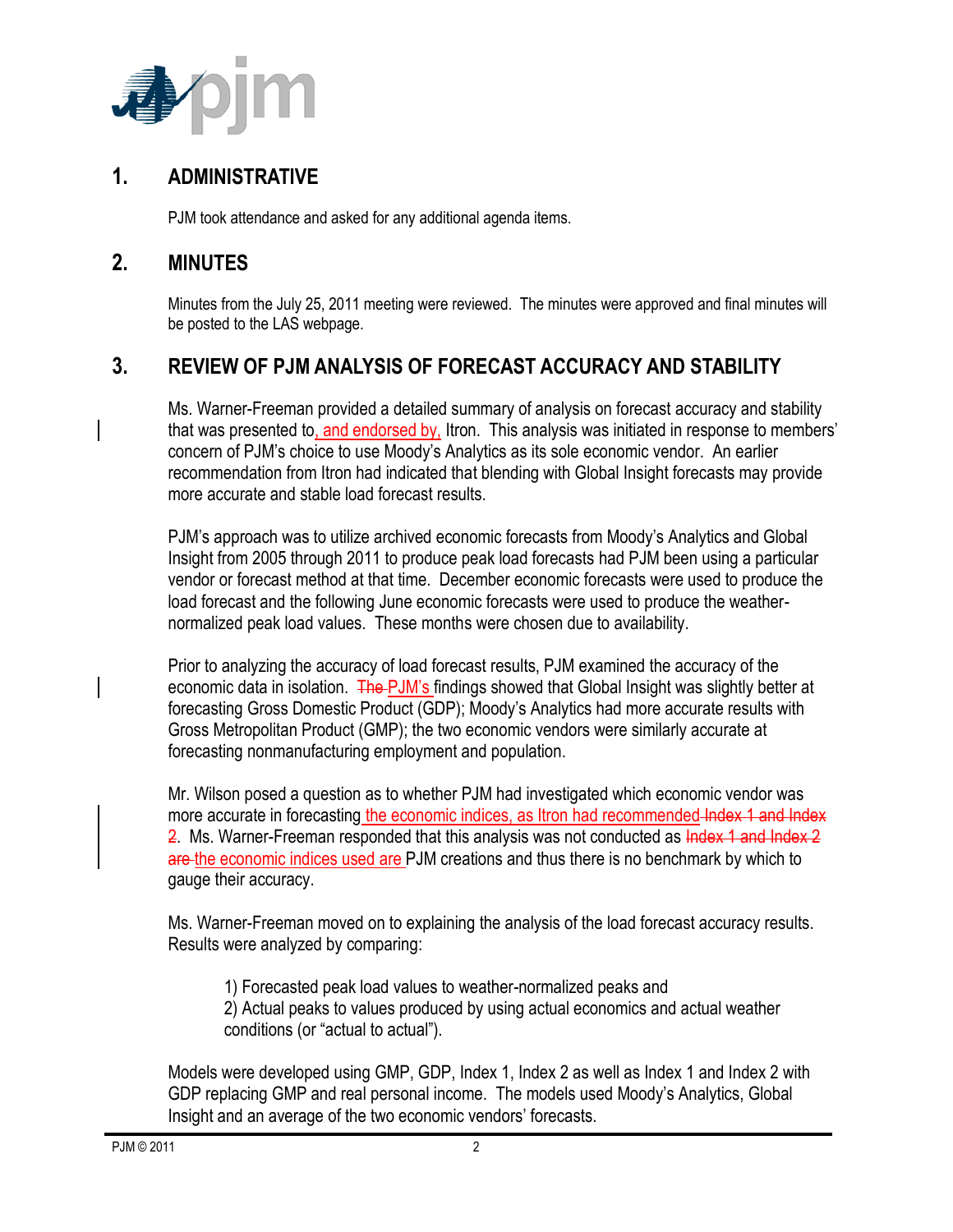## 1. ADMINISTRATIVE

PJM took attendance and asked for any additional agenda items.

## 2. MINUTES

Minutes from the July 25, 2011 meeting were reviewed. The minutes were approved and final minutes will be posted to the LAS webpage.

## 3. REVIEW OF PJM ANALYSIS OF FORECAST ACCURACY AND STABILITY

Ms. Warner-Freeman provided a detailed summary of analysis on forecast accuracy and stability that was presented to, and endorsed by, Itron. This analysis was initiated in response to members' concern of PJM's choice to use Moody's Analytics as its sole economic vendor. An earlier recommendation from Itron had indicated that blending with Global Insight forecasts may provide more accurate and stable load forecast results.

PJM's approach was to utilize archived economic forecasts from Moody's Analytics and Global Insight from 2005 through 2011 to produce peak load forecasts had PJM been using a particular vendor or forecast method at that time. December economic forecasts were used to produce the load forecast and the following June economic forecasts were used to produce the weather-normalized peak load values. These months were chosen due to availability.

Prior to analyzing the accuracy of load forecast results, PJM examined the accuracy of the economic data in isolation. ~~The~~ PJM's findings showed that Global Insight was slightly better at forecasting Gross Domestic Product (GDP); Moody's Analytics had more accurate results with Gross Metropolitan Product (GMP); the two economic vendors were similarly accurate at forecasting nonmanufacturing employment and population.

Mr. Wilson posed a question as to whether PJM had investigated which economic vendor was more accurate in forecasting the economic indices, as Itron had recommended ~~Index 1 and Index 2~~. Ms. Warner-Freeman responded that this analysis was not conducted as ~~Index 1 and Index 2 are~~ the economic indices used are PJM creations and thus there is no benchmark by which to gauge their accuracy.

Ms. Warner-Freeman moved on to explaining the analysis of the load forecast accuracy results. Results were analyzed by comparing:

> 1) Forecasted peak load values to weather-normalized peaks and
> 2) Actual peaks to values produced by using actual economics and actual weather conditions (or "actual to actual").

Models were developed using GMP, GDP, Index 1, Index 2 as well as Index 1 and Index 2 with GDP replacing GMP and real personal income. The models used Moody's Analytics, Global Insight and an average of the two economic vendors' forecasts.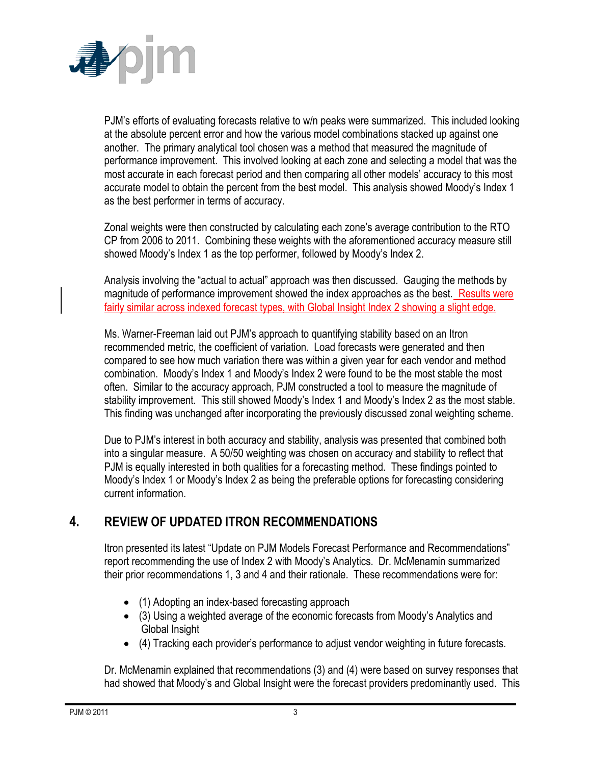PJM's efforts of evaluating forecasts relative to w/n peaks were summarized. This included looking at the absolute percent error and how the various model combinations stacked up against one another. The primary analytical tool chosen was a method that measured the magnitude of performance improvement. This involved looking at each zone and selecting a model that was the most accurate in each forecast period and then comparing all other models' accuracy to this most accurate model to obtain the percent from the best model. This analysis showed Moody's Index 1 as the best performer in terms of accuracy.

Zonal weights were then constructed by calculating each zone's average contribution to the RTO CP from 2006 to 2011. Combining these weights with the aforementioned accuracy measure still showed Moody's Index 1 as the top performer, followed by Moody's Index 2.

Analysis involving the "actual to actual" approach was then discussed. Gauging the methods by magnitude of performance improvement showed the index approaches as the best. Results were fairly similar across indexed forecast types, with Global Insight Index 2 showing a slight edge.

Ms. Warner-Freeman laid out PJM's approach to quantifying stability based on an Itron recommended metric, the coefficient of variation. Load forecasts were generated and then compared to see how much variation there was within a given year for each vendor and method combination. Moody's Index 1 and Moody's Index 2 were found to be the most stable the most often. Similar to the accuracy approach, PJM constructed a tool to measure the magnitude of stability improvement. This still showed Moody's Index 1 and Moody's Index 2 as the most stable. This finding was unchanged after incorporating the previously discussed zonal weighting scheme.

Due to PJM's interest in both accuracy and stability, analysis was presented that combined both into a singular measure. A 50/50 weighting was chosen on accuracy and stability to reflect that PJM is equally interested in both qualities for a forecasting method. These findings pointed to Moody's Index 1 or Moody's Index 2 as being the preferable options for forecasting considering current information.

## 4. REVIEW OF UPDATED ITRON RECOMMENDATIONS

Itron presented its latest "Update on PJM Models Forecast Performance and Recommendations" report recommending the use of Index 2 with Moody's Analytics. Dr. McMenamin summarized their prior recommendations 1, 3 and 4 and their rationale. These recommendations were for:

- (1) Adopting an index-based forecasting approach
- (3) Using a weighted average of the economic forecasts from Moody's Analytics and Global Insight
- (4) Tracking each provider's performance to adjust vendor weighting in future forecasts.

Dr. McMenamin explained that recommendations (3) and (4) were based on survey responses that had showed that Moody's and Global Insight were the forecast providers predominantly used. This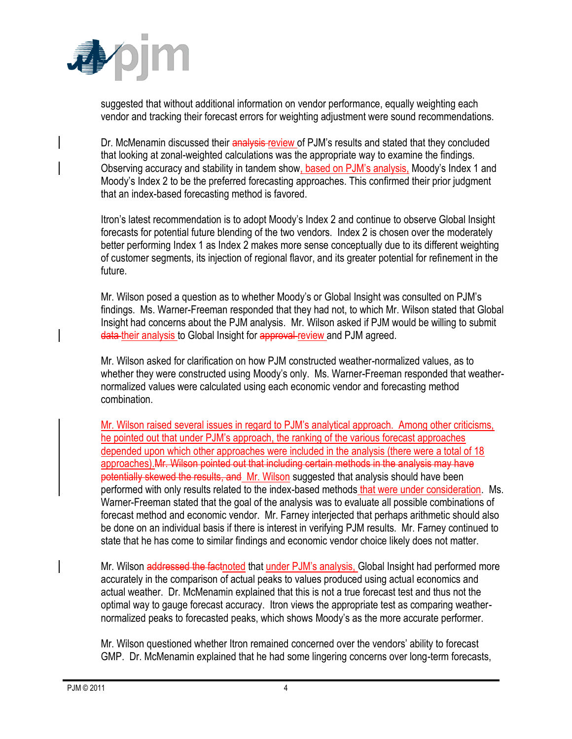suggested that without additional information on vendor performance, equally weighting each vendor and tracking their forecast errors for weighting adjustment were sound recommendations.

Dr. McMenamin discussed their ~~analysis~~ review of PJM's results and stated that they concluded that looking at zonal-weighted calculations was the appropriate way to examine the findings. Observing accuracy and stability in tandem show, based on PJM's analysis, Moody's Index 1 and Moody's Index 2 to be the preferred forecasting approaches. This confirmed their prior judgment that an index-based forecasting method is favored.

Itron's latest recommendation is to adopt Moody's Index 2 and continue to observe Global Insight forecasts for potential future blending of the two vendors. Index 2 is chosen over the moderately better performing Index 1 as Index 2 makes more sense conceptually due to its different weighting of customer segments, its injection of regional flavor, and its greater potential for refinement in the future.

Mr. Wilson posed a question as to whether Moody's or Global Insight was consulted on PJM's findings. Ms. Warner-Freeman responded that they had not, to which Mr. Wilson stated that Global Insight had concerns about the PJM analysis. Mr. Wilson asked if PJM would be willing to submit ~~data~~ their analysis to Global Insight for ~~approval~~ review and PJM agreed.

Mr. Wilson asked for clarification on how PJM constructed weather-normalized values, as to whether they were constructed using Moody's only. Ms. Warner-Freeman responded that weather-normalized values were calculated using each economic vendor and forecasting method combination.

Mr. Wilson raised several issues in regard to PJM's analytical approach. Among other criticisms, he pointed out that under PJM's approach, the ranking of the various forecast approaches depended upon which other approaches were included in the analysis (there were a total of 18 approaches). ~~Mr. Wilson pointed out that including certain methods in the analysis may have potentially skewed the results, and~~ Mr. Wilson suggested that analysis should have been performed with only results related to the index-based methods that were under consideration. Ms. Warner-Freeman stated that the goal of the analysis was to evaluate all possible combinations of forecast method and economic vendor. Mr. Farney interjected that perhaps arithmetic should also be done on an individual basis if there is interest in verifying PJM results. Mr. Farney continued to state that he has come to similar findings and economic vendor choice likely does not matter.

Mr. Wilson ~~addressed the fact~~noted that under PJM's analysis, Global Insight had performed more accurately in the comparison of actual peaks to values produced using actual economics and actual weather. Dr. McMenamin explained that this is not a true forecast test and thus not the optimal way to gauge forecast accuracy. Itron views the appropriate test as comparing weather-normalized peaks to forecasted peaks, which shows Moody's as the more accurate performer.

Mr. Wilson questioned whether Itron remained concerned over the vendors' ability to forecast GMP. Dr. McMenamin explained that he had some lingering concerns over long-term forecasts,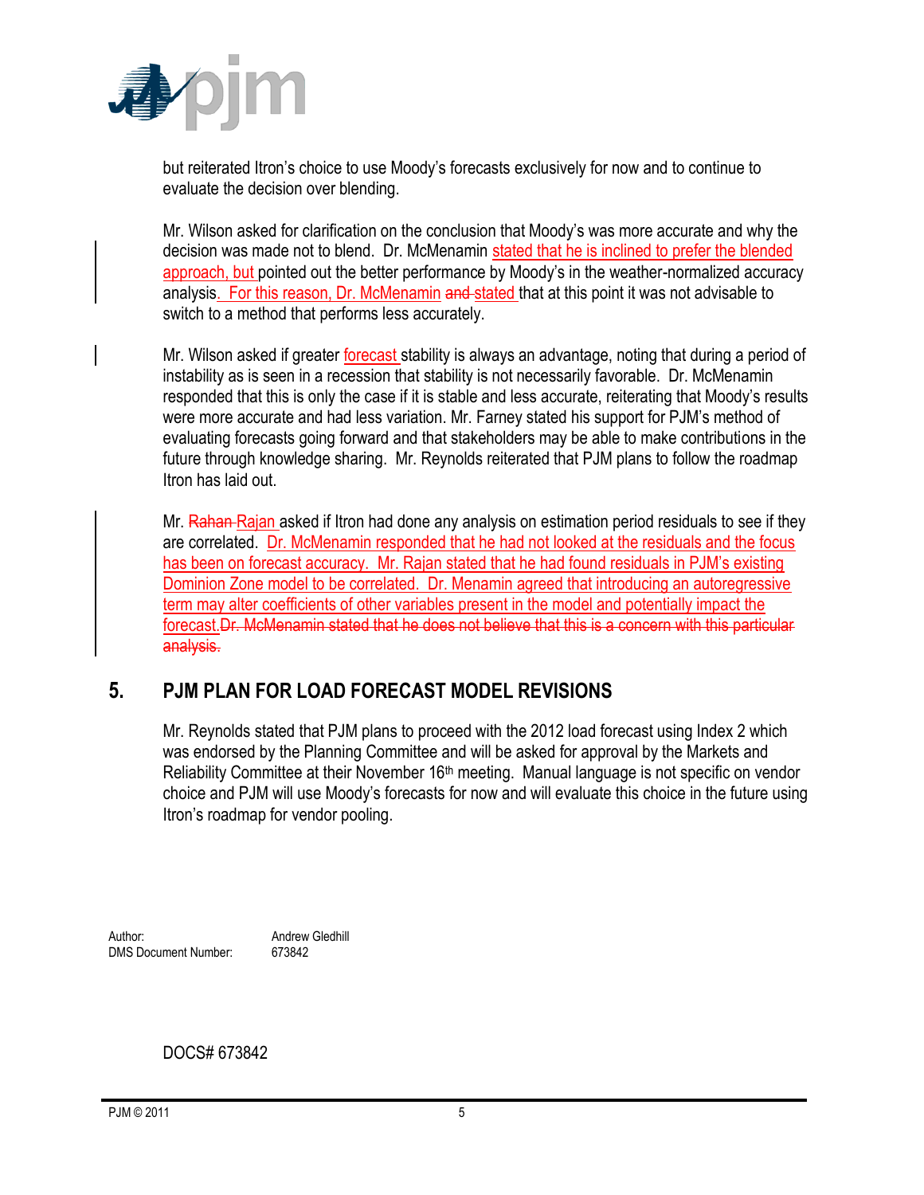but reiterated Itron's choice to use Moody's forecasts exclusively for now and to continue to evaluate the decision over blending.

Mr. Wilson asked for clarification on the conclusion that Moody's was more accurate and why the decision was made not to blend. Dr. McMenamin stated that he is inclined to prefer the blended approach, but pointed out the better performance by Moody's in the weather-normalized accuracy analysis. For this reason, Dr. McMenamin ~~and~~ stated that at this point it was not advisable to switch to a method that performs less accurately.

Mr. Wilson asked if greater forecast stability is always an advantage, noting that during a period of instability as is seen in a recession that stability is not necessarily favorable. Dr. McMenamin responded that this is only the case if it is stable and less accurate, reiterating that Moody's results were more accurate and had less variation. Mr. Farney stated his support for PJM's method of evaluating forecasts going forward and that stakeholders may be able to make contributions in the future through knowledge sharing. Mr. Reynolds reiterated that PJM plans to follow the roadmap Itron has laid out.

Mr. ~~Rahan~~ Rajan asked if Itron had done any analysis on estimation period residuals to see if they are correlated. Dr. McMenamin responded that he had not looked at the residuals and the focus has been on forecast accuracy. Mr. Rajan stated that he had found residuals in PJM's existing Dominion Zone model to be correlated. Dr. Menamin agreed that introducing an autoregressive term may alter coefficients of other variables present in the model and potentially impact the forecast.~~Dr. McMenamin stated that he does not believe that this is a concern with this particular analysis.~~

## 5. PJM PLAN FOR LOAD FORECAST MODEL REVISIONS

Mr. Reynolds stated that PJM plans to proceed with the 2012 load forecast using Index 2 which was endorsed by the Planning Committee and will be asked for approval by the Markets and Reliability Committee at their November 16th meeting. Manual language is not specific on vendor choice and PJM will use Moody's forecasts for now and will evaluate this choice in the future using Itron's roadmap for vendor pooling.

Author: Andrew Gledhill
DMS Document Number: 673842

DOCS# 673842